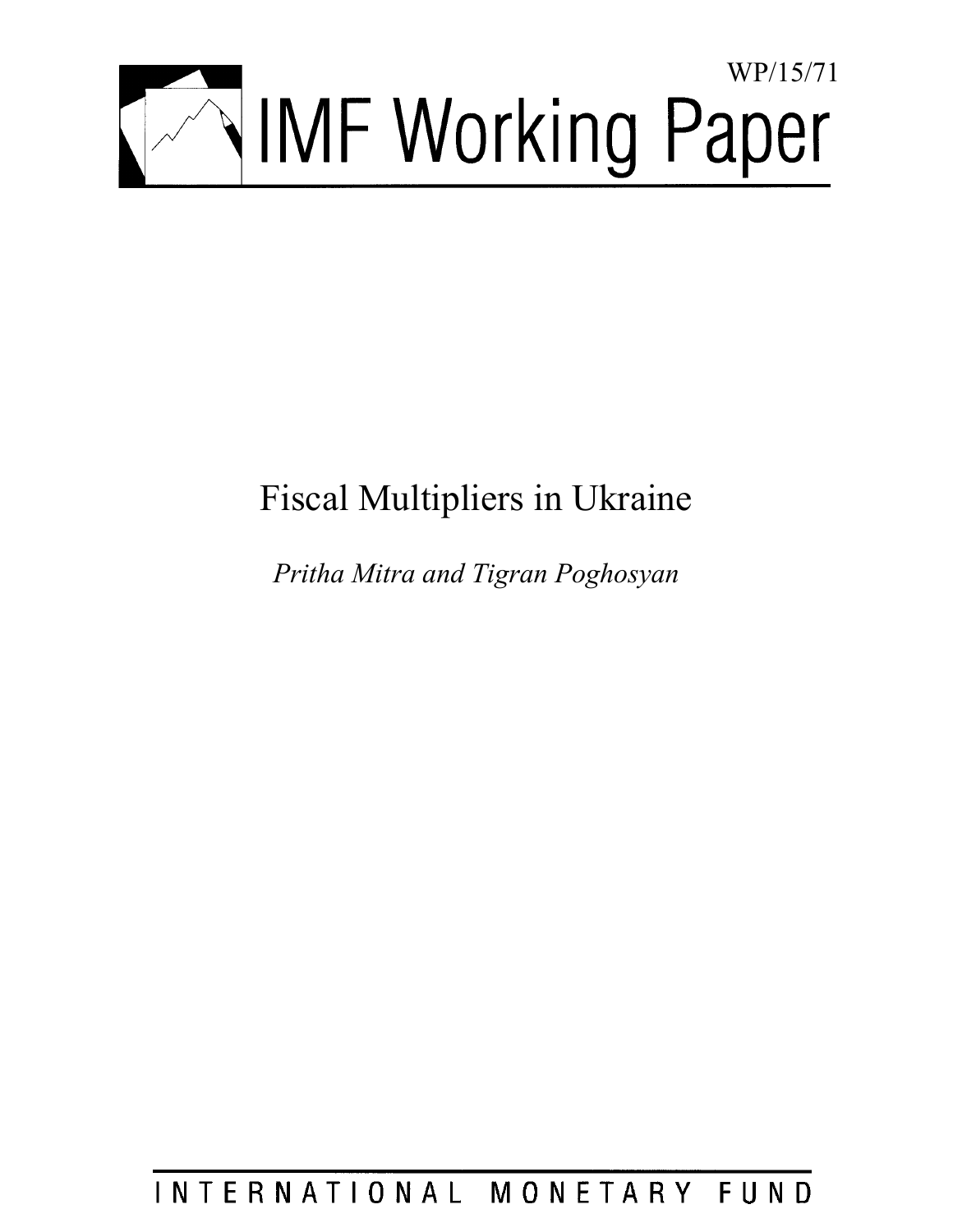WP/15/71

# IMF Working Paper

# Fiscal Multipliers in Ukraine

*Pritha Mitra and Tigran Poghosyan*

INTERNATIONAL MONETARY FUND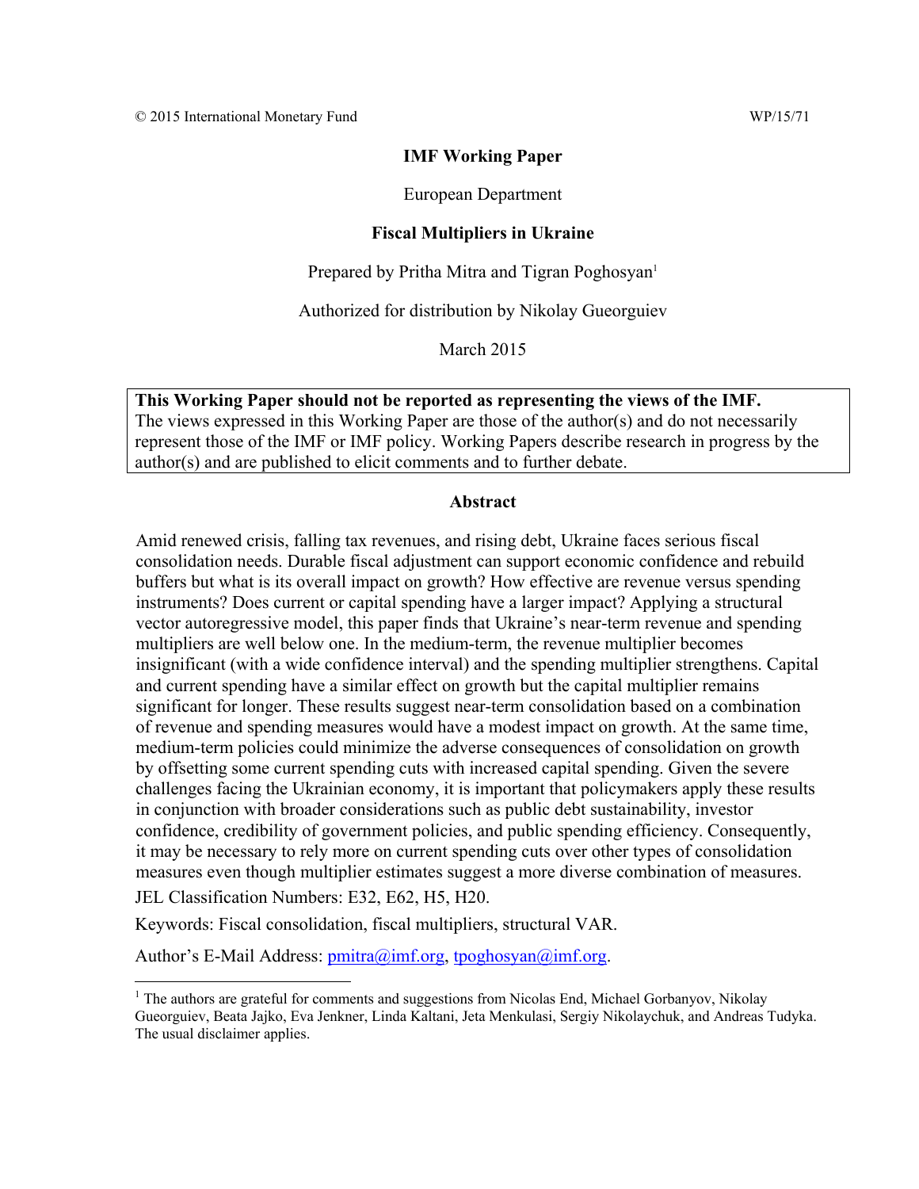© 2015 International Monetary Fund WP/15/71

**IMF Working Paper**

European Department

**Fiscal Multipliers in Ukraine**

Prepared by Pritha Mitra and Tigran Poghosyan[1]

Authorized for distribution by Nikolay Gueorguiev

March 2015

**This Working Paper should not be reported as representing the views of the IMF.**
The views expressed in this Working Paper are those of the author(s) and do not necessarily represent those of the IMF or IMF policy. Working Papers describe research in progress by the author(s) and are published to elicit comments and to further debate.

**Abstract**

Amid renewed crisis, falling tax revenues, and rising debt, Ukraine faces serious fiscal consolidation needs. Durable fiscal adjustment can support economic confidence and rebuild buffers but what is its overall impact on growth? How effective are revenue versus spending instruments? Does current or capital spending have a larger impact? Applying a structural vector autoregressive model, this paper finds that Ukraine's near-term revenue and spending multipliers are well below one. In the medium-term, the revenue multiplier becomes insignificant (with a wide confidence interval) and the spending multiplier strengthens. Capital and current spending have a similar effect on growth but the capital multiplier remains significant for longer. These results suggest near-term consolidation based on a combination of revenue and spending measures would have a modest impact on growth. At the same time, medium-term policies could minimize the adverse consequences of consolidation on growth by offsetting some current spending cuts with increased capital spending. Given the severe challenges facing the Ukrainian economy, it is important that policymakers apply these results in conjunction with broader considerations such as public debt sustainability, investor confidence, credibility of government policies, and public spending efficiency. Consequently, it may be necessary to rely more on current spending cuts over other types of consolidation measures even though multiplier estimates suggest a more diverse combination of measures.

JEL Classification Numbers: E32, E62, H5, H20.

Keywords: Fiscal consolidation, fiscal multipliers, structural VAR.

Author's E-Mail Address: pmitra@imf.org, tpoghosyan@imf.org.

[1] The authors are grateful for comments and suggestions from Nicolas End, Michael Gorbanyov, Nikolay Gueorguiev, Beata Jajko, Eva Jenkner, Linda Kaltani, Jeta Menkulasi, Sergiy Nikolaychuk, and Andreas Tudyka. The usual disclaimer applies.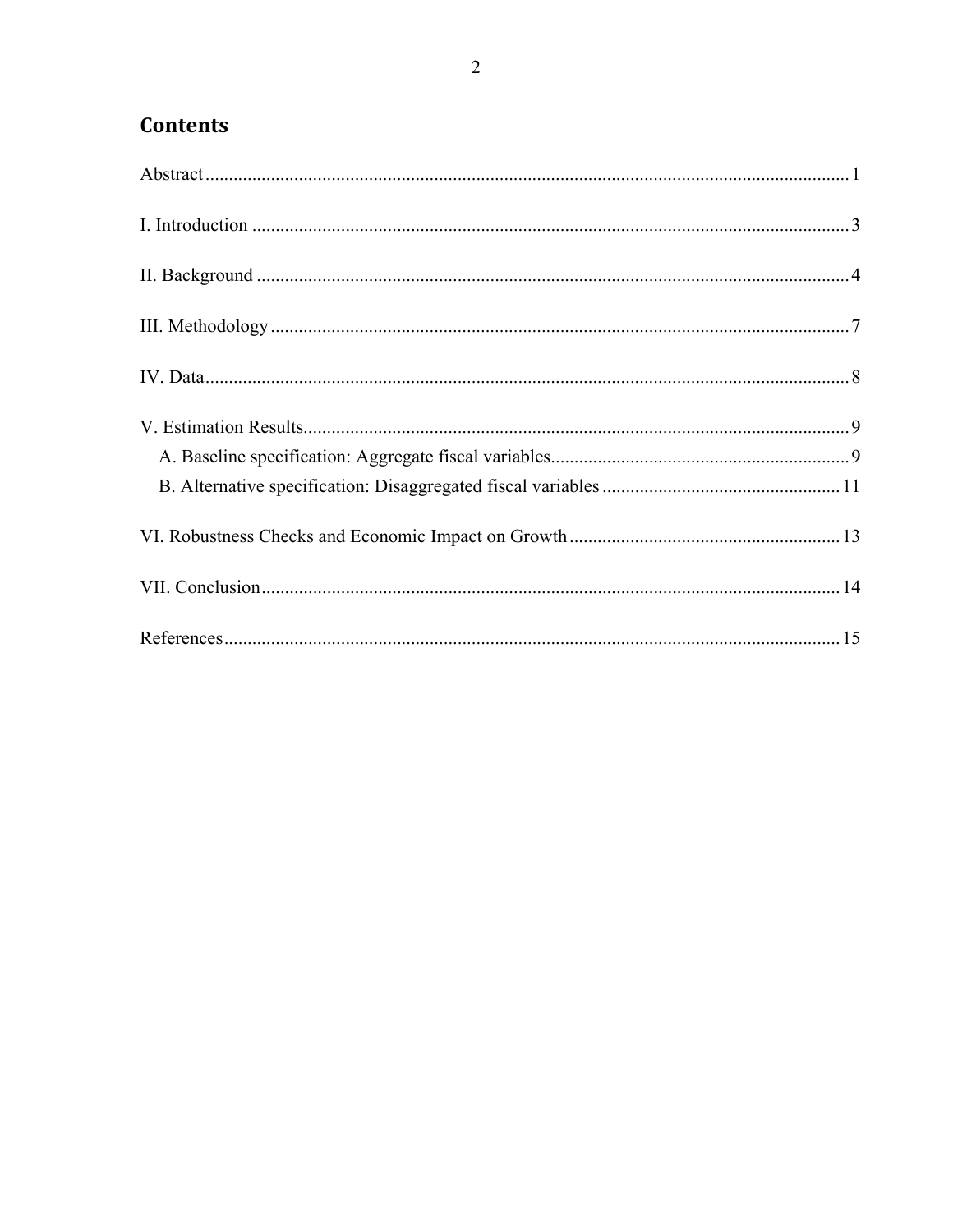## Contents

Abstract.......................................................................................................................................1

I. Introduction ..............................................................................................................................3

II. Background .............................................................................................................................4

III. Methodology..........................................................................................................................7

IV. Data........................................................................................................................................8

V. Estimation Results....................................................................................................................9

  A. Baseline specification: Aggregate fiscal variables...............................................................9

  B. Alternative specification: Disaggregated fiscal variables ..................................................11

VI. Robustness Checks and Economic Impact on Growth .........................................................13

VII. Conclusion..........................................................................................................................14

References..................................................................................................................................15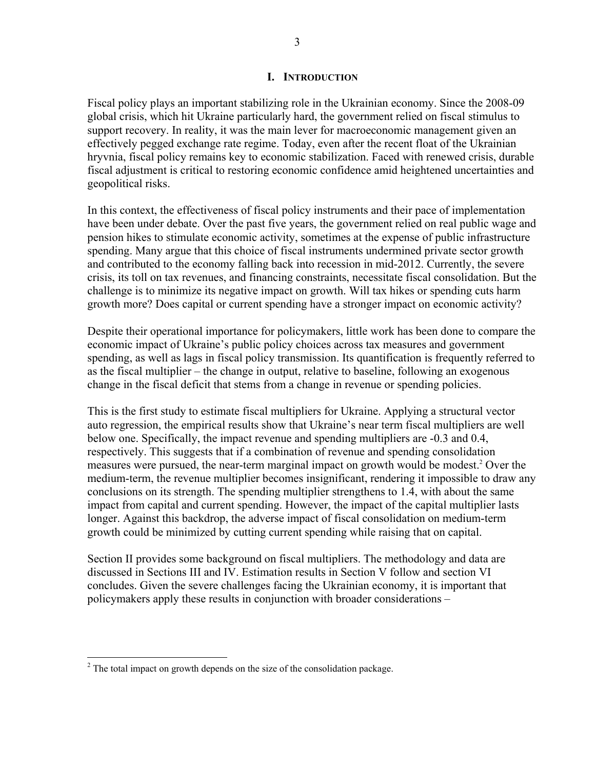## I. INTRODUCTION

Fiscal policy plays an important stabilizing role in the Ukrainian economy. Since the 2008-09 global crisis, which hit Ukraine particularly hard, the government relied on fiscal stimulus to support recovery. In reality, it was the main lever for macroeconomic management given an effectively pegged exchange rate regime. Today, even after the recent float of the Ukrainian hryvnia, fiscal policy remains key to economic stabilization. Faced with renewed crisis, durable fiscal adjustment is critical to restoring economic confidence amid heightened uncertainties and geopolitical risks.

In this context, the effectiveness of fiscal policy instruments and their pace of implementation have been under debate. Over the past five years, the government relied on real public wage and pension hikes to stimulate economic activity, sometimes at the expense of public infrastructure spending. Many argue that this choice of fiscal instruments undermined private sector growth and contributed to the economy falling back into recession in mid-2012. Currently, the severe crisis, its toll on tax revenues, and financing constraints, necessitate fiscal consolidation. But the challenge is to minimize its negative impact on growth. Will tax hikes or spending cuts harm growth more? Does capital or current spending have a stronger impact on economic activity?

Despite their operational importance for policymakers, little work has been done to compare the economic impact of Ukraine's public policy choices across tax measures and government spending, as well as lags in fiscal policy transmission. Its quantification is frequently referred to as the fiscal multiplier – the change in output, relative to baseline, following an exogenous change in the fiscal deficit that stems from a change in revenue or spending policies.

This is the first study to estimate fiscal multipliers for Ukraine. Applying a structural vector auto regression, the empirical results show that Ukraine's near term fiscal multipliers are well below one. Specifically, the impact revenue and spending multipliers are -0.3 and 0.4, respectively. This suggests that if a combination of revenue and spending consolidation measures were pursued, the near-term marginal impact on growth would be modest.[2] Over the medium-term, the revenue multiplier becomes insignificant, rendering it impossible to draw any conclusions on its strength. The spending multiplier strengthens to 1.4, with about the same impact from capital and current spending. However, the impact of the capital multiplier lasts longer. Against this backdrop, the adverse impact of fiscal consolidation on medium-term growth could be minimized by cutting current spending while raising that on capital.

Section II provides some background on fiscal multipliers. The methodology and data are discussed in Sections III and IV. Estimation results in Section V follow and section VI concludes. Given the severe challenges facing the Ukrainian economy, it is important that policymakers apply these results in conjunction with broader considerations –

[2] The total impact on growth depends on the size of the consolidation package.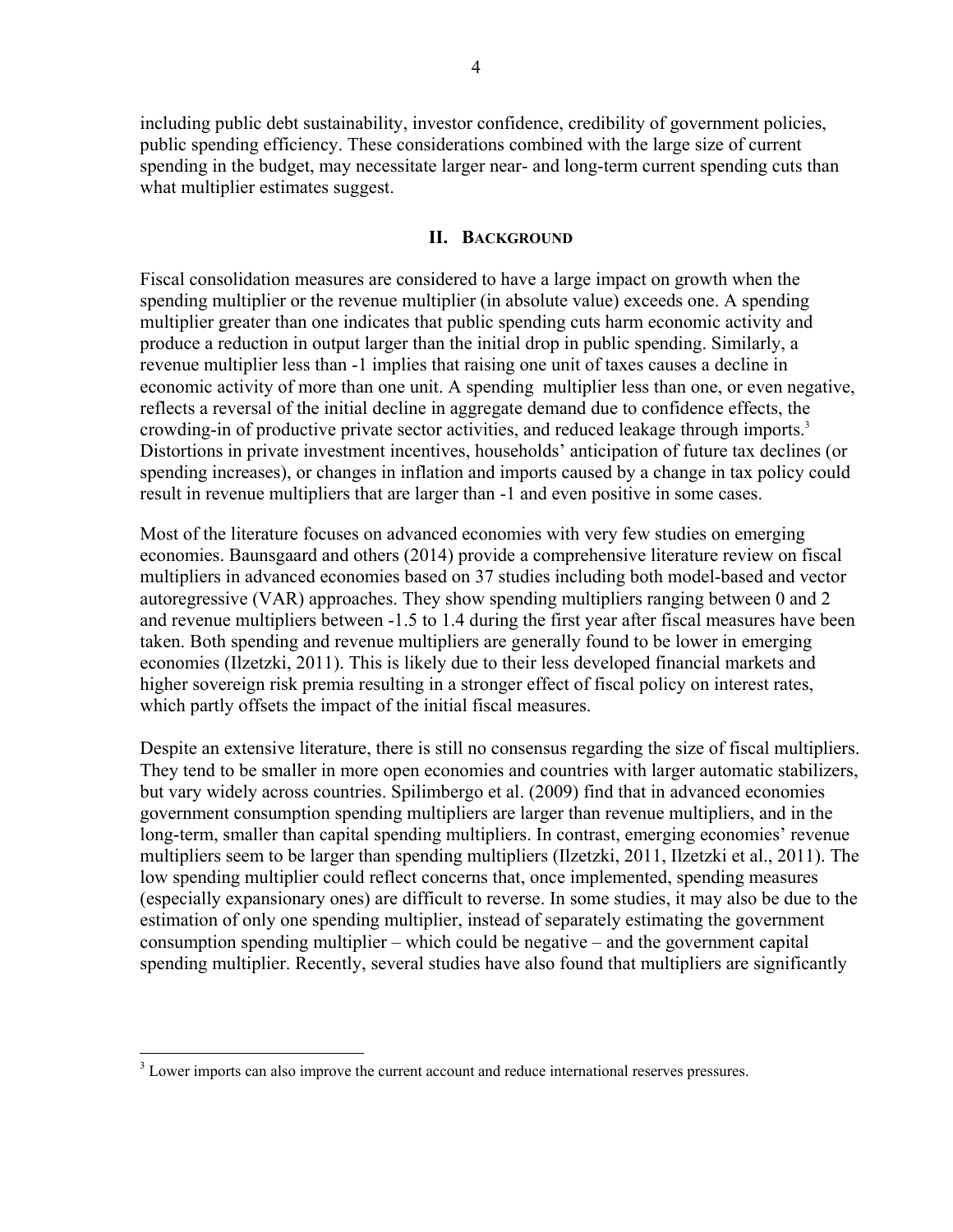including public debt sustainability, investor confidence, credibility of government policies, public spending efficiency. These considerations combined with the large size of current spending in the budget, may necessitate larger near- and long-term current spending cuts than what multiplier estimates suggest.

## II. Background

Fiscal consolidation measures are considered to have a large impact on growth when the spending multiplier or the revenue multiplier (in absolute value) exceeds one. A spending multiplier greater than one indicates that public spending cuts harm economic activity and produce a reduction in output larger than the initial drop in public spending. Similarly, a revenue multiplier less than -1 implies that raising one unit of taxes causes a decline in economic activity of more than one unit. A spending multiplier less than one, or even negative, reflects a reversal of the initial decline in aggregate demand due to confidence effects, the crowding-in of productive private sector activities, and reduced leakage through imports.[3] Distortions in private investment incentives, households' anticipation of future tax declines (or spending increases), or changes in inflation and imports caused by a change in tax policy could result in revenue multipliers that are larger than -1 and even positive in some cases.

Most of the literature focuses on advanced economies with very few studies on emerging economies. Baunsgaard and others (2014) provide a comprehensive literature review on fiscal multipliers in advanced economies based on 37 studies including both model-based and vector autoregressive (VAR) approaches. They show spending multipliers ranging between 0 and 2 and revenue multipliers between -1.5 to 1.4 during the first year after fiscal measures have been taken. Both spending and revenue multipliers are generally found to be lower in emerging economies (Ilzetzki, 2011). This is likely due to their less developed financial markets and higher sovereign risk premia resulting in a stronger effect of fiscal policy on interest rates, which partly offsets the impact of the initial fiscal measures.

Despite an extensive literature, there is still no consensus regarding the size of fiscal multipliers. They tend to be smaller in more open economies and countries with larger automatic stabilizers, but vary widely across countries. Spilimbergo et al. (2009) find that in advanced economies government consumption spending multipliers are larger than revenue multipliers, and in the long-term, smaller than capital spending multipliers. In contrast, emerging economies' revenue multipliers seem to be larger than spending multipliers (Ilzetzki, 2011, Ilzetzki et al., 2011). The low spending multiplier could reflect concerns that, once implemented, spending measures (especially expansionary ones) are difficult to reverse. In some studies, it may also be due to the estimation of only one spending multiplier, instead of separately estimating the government consumption spending multiplier – which could be negative – and the government capital spending multiplier. Recently, several studies have also found that multipliers are significantly

[3] Lower imports can also improve the current account and reduce international reserves pressures.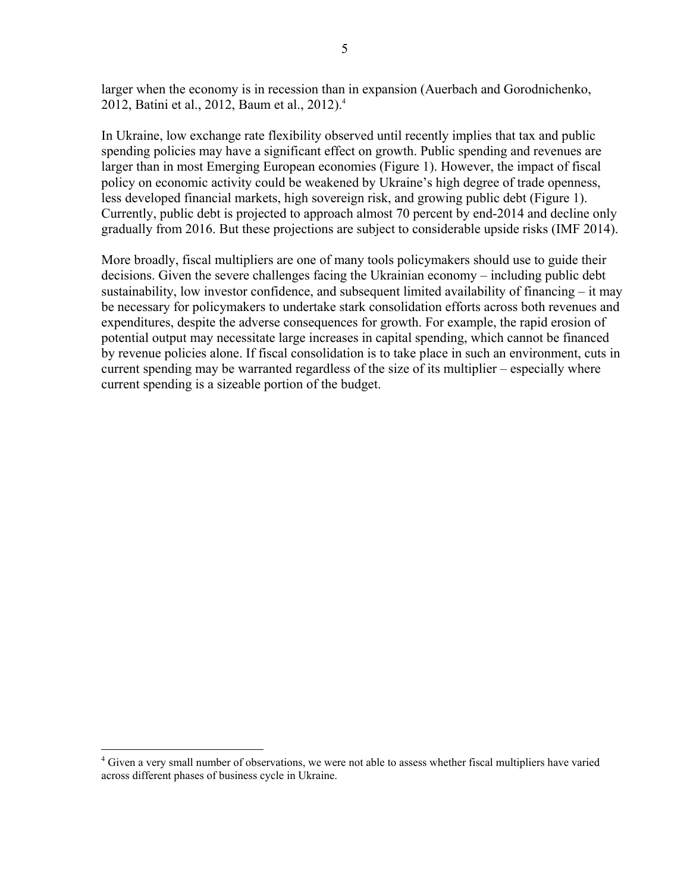larger when the economy is in recession than in expansion (Auerbach and Gorodnichenko, 2012, Batini et al., 2012, Baum et al., 2012).[4]

In Ukraine, low exchange rate flexibility observed until recently implies that tax and public spending policies may have a significant effect on growth. Public spending and revenues are larger than in most Emerging European economies (Figure 1). However, the impact of fiscal policy on economic activity could be weakened by Ukraine's high degree of trade openness, less developed financial markets, high sovereign risk, and growing public debt (Figure 1). Currently, public debt is projected to approach almost 70 percent by end-2014 and decline only gradually from 2016. But these projections are subject to considerable upside risks (IMF 2014).

More broadly, fiscal multipliers are one of many tools policymakers should use to guide their decisions. Given the severe challenges facing the Ukrainian economy – including public debt sustainability, low investor confidence, and subsequent limited availability of financing – it may be necessary for policymakers to undertake stark consolidation efforts across both revenues and expenditures, despite the adverse consequences for growth. For example, the rapid erosion of potential output may necessitate large increases in capital spending, which cannot be financed by revenue policies alone. If fiscal consolidation is to take place in such an environment, cuts in current spending may be warranted regardless of the size of its multiplier – especially where current spending is a sizeable portion of the budget.

[4] Given a very small number of observations, we were not able to assess whether fiscal multipliers have varied across different phases of business cycle in Ukraine.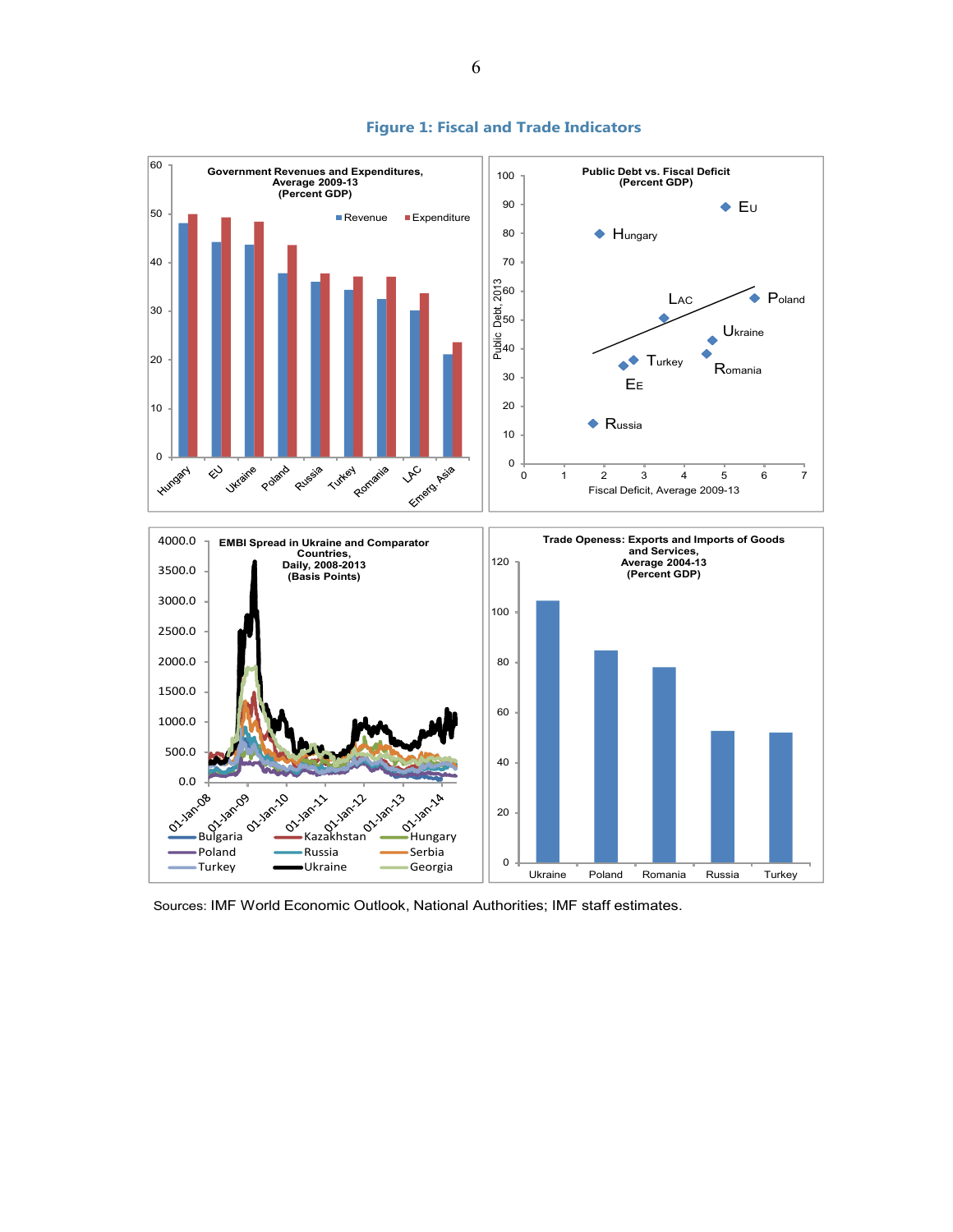# Figure 1: Fiscal and Trade Indicators

**Government Revenues and Expenditures, Average 2009-13 (Percent GDP)**

**Public Debt vs. Fiscal Deficit (Percent GDP)**

**EMBI Spread in Ukraine and Comparator Countries, Daily, 2008-2013 (Basis Points)**

**Trade Openess: Exports and Imports of Goods and Services, Average 2004-13 (Percent GDP)**

Sources: IMF World Economic Outlook, National Authorities; IMF staff estimates.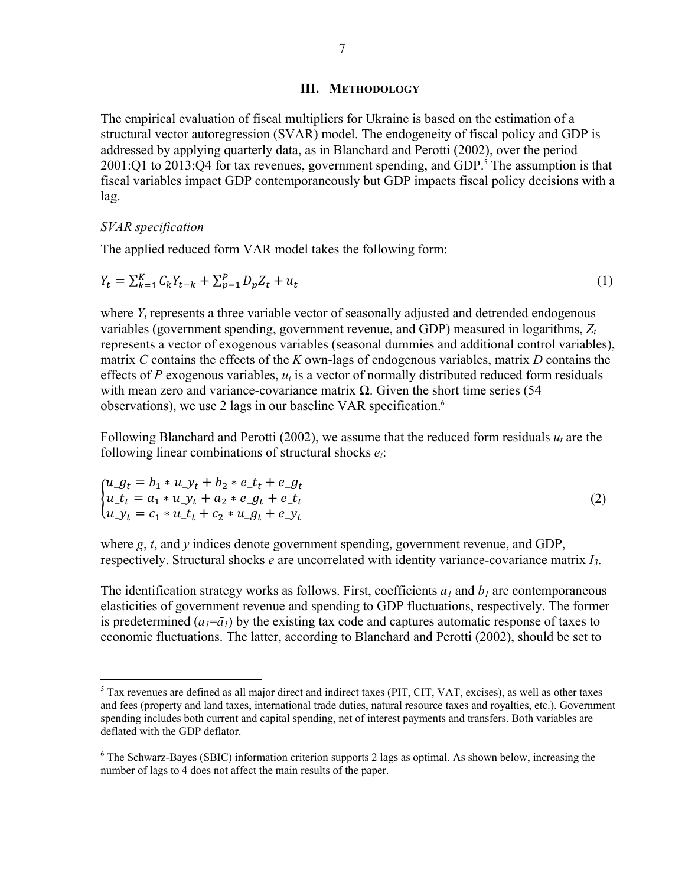## III. METHODOLOGY

The empirical evaluation of fiscal multipliers for Ukraine is based on the estimation of a structural vector autoregression (SVAR) model. The endogeneity of fiscal policy and GDP is addressed by applying quarterly data, as in Blanchard and Perotti (2002), over the period 2001:Q1 to 2013:Q4 for tax revenues, government spending, and GDP.[5] The assumption is that fiscal variables impact GDP contemporaneously but GDP impacts fiscal policy decisions with a lag.

*SVAR specification*

The applied reduced form VAR model takes the following form:

$$Y_t = \sum_{k=1}^{K} C_k Y_{t-k} + \sum_{p=1}^{P} D_p Z_t + u_t \tag{1}$$

where $Y_t$ represents a three variable vector of seasonally adjusted and detrended endogenous variables (government spending, government revenue, and GDP) measured in logarithms, $Z_t$ represents a vector of exogenous variables (seasonal dummies and additional control variables), matrix $C$ contains the effects of the $K$ own-lags of endogenous variables, matrix $D$ contains the effects of $P$ exogenous variables, $u_t$ is a vector of normally distributed reduced form residuals with mean zero and variance-covariance matrix $\mathbf{\Omega}$. Given the short time series (54 observations), we use 2 lags in our baseline VAR specification.[6]

Following Blanchard and Perotti (2002), we assume that the reduced form residuals $u_t$ are the following linear combinations of structural shocks $e_t$:

$$\begin{cases} u\_g_t = b_1 * u\_y_t + b_2 * e\_t_t + e\_g_t \\ u\_t_t = a_1 * u\_y_t + a_2 * e\_g_t + e\_t_t \\ u\_y_t = c_1 * u\_t_t + c_2 * u\_g_t + e\_y_t \end{cases} \tag{2}$$

where $g$, $t$, and $y$ indices denote government spending, government revenue, and GDP, respectively. Structural shocks $e$ are uncorrelated with identity variance-covariance matrix $I_3$.

The identification strategy works as follows. First, coefficients $a_1$ and $b_1$ are contemporaneous elasticities of government revenue and spending to GDP fluctuations, respectively. The former is predetermined ($a_1 = \bar{a}_1$) by the existing tax code and captures automatic response of taxes to economic fluctuations. The latter, according to Blanchard and Perotti (2002), should be set to

---

[5] Tax revenues are defined as all major direct and indirect taxes (PIT, CIT, VAT, excises), as well as other taxes and fees (property and land taxes, international trade duties, natural resource taxes and royalties, etc.). Government spending includes both current and capital spending, net of interest payments and transfers. Both variables are deflated with the GDP deflator.

[6] The Schwarz-Bayes (SBIC) information criterion supports 2 lags as optimal. As shown below, increasing the number of lags to 4 does not affect the main results of the paper.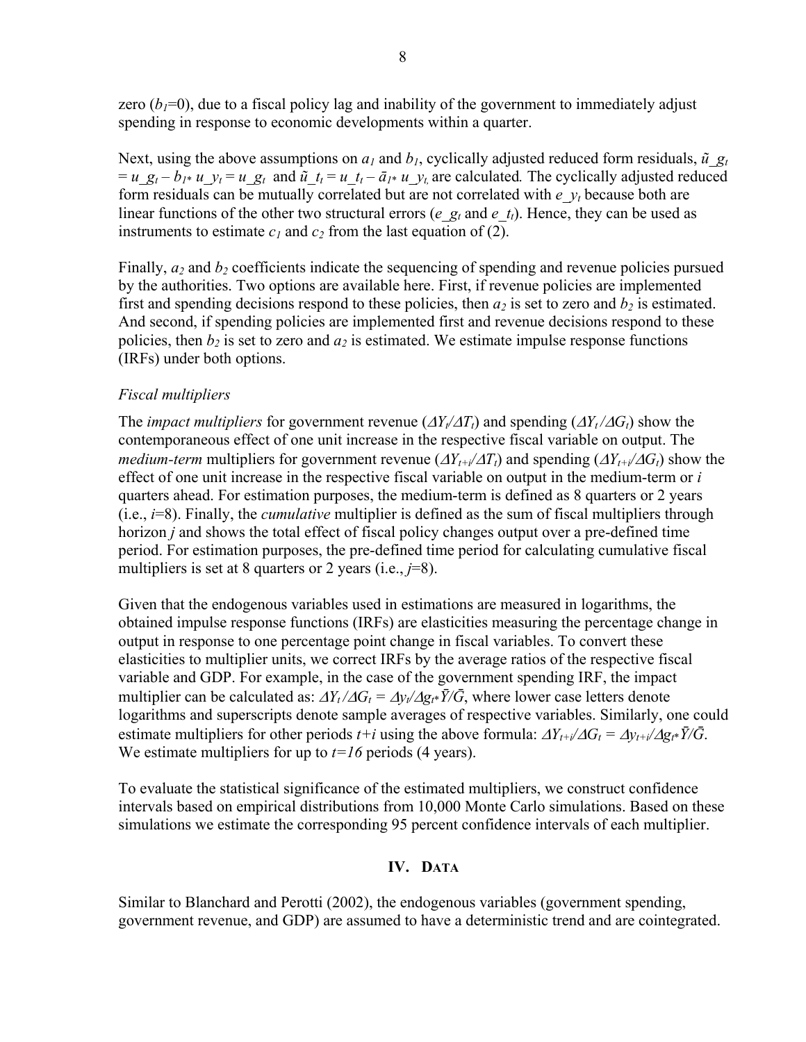zero ($b_1$=0), due to a fiscal policy lag and inability of the government to immediately adjust spending in response to economic developments within a quarter.

Next, using the above assumptions on $a_1$ and $b_1$, cyclically adjusted reduced form residuals, $\tilde{u}\_g_t = u\_g_t - b_{1*}\, u\_y_t = u\_g_t$ and $\tilde{u}\_t_t = u\_t_t - \bar{a}_{1*}\, u\_y_t$, are calculated*.* The cyclically adjusted reduced form residuals can be mutually correlated but are not correlated with $e\_y_t$ because both are linear functions of the other two structural errors ($e\_g_t$ and $e\_t_t$). Hence, they can be used as instruments to estimate $c_1$ and $c_2$ from the last equation of (2).

Finally, $a_2$ and $b_2$ coefficients indicate the sequencing of spending and revenue policies pursued by the authorities. Two options are available here. First, if revenue policies are implemented first and spending decisions respond to these policies, then $a_2$ is set to zero and $b_2$ is estimated. And second, if spending policies are implemented first and revenue decisions respond to these policies, then $b_2$ is set to zero and $a_2$ is estimated. We estimate impulse response functions (IRFs) under both options.

*Fiscal multipliers*

The *impact multipliers* for government revenue ($\Delta Y_t/\Delta T_t$) and spending ($\Delta Y_t/\Delta G_t$) show the contemporaneous effect of one unit increase in the respective fiscal variable on output. The *medium-term* multipliers for government revenue ($\Delta Y_{t+i}/\Delta T_t$) and spending ($\Delta Y_{t+i}/\Delta G_t$) show the effect of one unit increase in the respective fiscal variable on output in the medium-term or $i$ quarters ahead. For estimation purposes, the medium-term is defined as 8 quarters or 2 years (i.e., $i$=8). Finally, the *cumulative* multiplier is defined as the sum of fiscal multipliers through horizon $j$ and shows the total effect of fiscal policy changes output over a pre-defined time period. For estimation purposes, the pre-defined time period for calculating cumulative fiscal multipliers is set at 8 quarters or 2 years (i.e., $j$=8).

Given that the endogenous variables used in estimations are measured in logarithms, the obtained impulse response functions (IRFs) are elasticities measuring the percentage change in output in response to one percentage point change in fiscal variables. To convert these elasticities to multiplier units, we correct IRFs by the average ratios of the respective fiscal variable and GDP. For example, in the case of the government spending IRF, the impact multiplier can be calculated as: $\Delta Y_t/\Delta G_t = \Delta y_t/\Delta g_{t*}\bar{Y}/\bar{G}$, where lower case letters denote logarithms and superscripts denote sample averages of respective variables. Similarly, one could estimate multipliers for other periods $t+i$ using the above formula: $\Delta Y_{t+i}/\Delta G_t = \Delta y_{t+i}/\Delta g_{t*}\bar{Y}/\bar{G}$. We estimate multipliers for up to $t=16$ periods (4 years).

To evaluate the statistical significance of the estimated multipliers, we construct confidence intervals based on empirical distributions from 10,000 Monte Carlo simulations. Based on these simulations we estimate the corresponding 95 percent confidence intervals of each multiplier.

## IV. Data

Similar to Blanchard and Perotti (2002), the endogenous variables (government spending, government revenue, and GDP) are assumed to have a deterministic trend and are cointegrated.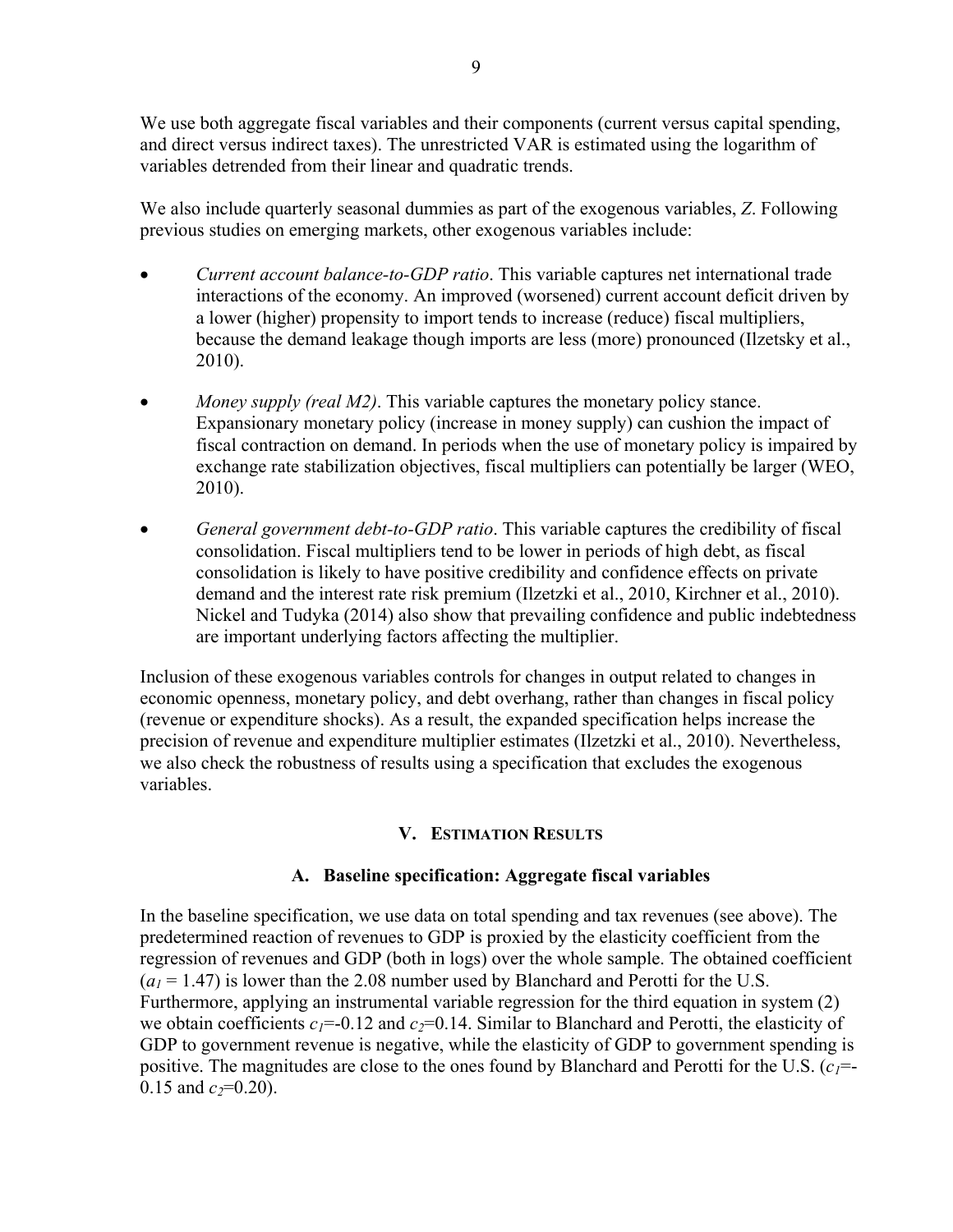We use both aggregate fiscal variables and their components (current versus capital spending, and direct versus indirect taxes). The unrestricted VAR is estimated using the logarithm of variables detrended from their linear and quadratic trends.

We also include quarterly seasonal dummies as part of the exogenous variables, *Z*. Following previous studies on emerging markets, other exogenous variables include:

- *Current account balance-to-GDP ratio*. This variable captures net international trade interactions of the economy. An improved (worsened) current account deficit driven by a lower (higher) propensity to import tends to increase (reduce) fiscal multipliers, because the demand leakage though imports are less (more) pronounced (Ilzetsky et al., 2010).
- *Money supply (real M2)*. This variable captures the monetary policy stance. Expansionary monetary policy (increase in money supply) can cushion the impact of fiscal contraction on demand. In periods when the use of monetary policy is impaired by exchange rate stabilization objectives, fiscal multipliers can potentially be larger (WEO, 2010).
- *General government debt-to-GDP ratio*. This variable captures the credibility of fiscal consolidation. Fiscal multipliers tend to be lower in periods of high debt, as fiscal consolidation is likely to have positive credibility and confidence effects on private demand and the interest rate risk premium (Ilzetzki et al., 2010, Kirchner et al., 2010). Nickel and Tudyka (2014) also show that prevailing confidence and public indebtedness are important underlying factors affecting the multiplier.

Inclusion of these exogenous variables controls for changes in output related to changes in economic openness, monetary policy, and debt overhang, rather than changes in fiscal policy (revenue or expenditure shocks). As a result, the expanded specification helps increase the precision of revenue and expenditure multiplier estimates (Ilzetzki et al., 2010). Nevertheless, we also check the robustness of results using a specification that excludes the exogenous variables.

## V. Estimation Results

### A. Baseline specification: Aggregate fiscal variables

In the baseline specification, we use data on total spending and tax revenues (see above). The predetermined reaction of revenues to GDP is proxied by the elasticity coefficient from the regression of revenues and GDP (both in logs) over the whole sample. The obtained coefficient ($a_1 = 1.47$) is lower than the 2.08 number used by Blanchard and Perotti for the U.S. Furthermore, applying an instrumental variable regression for the third equation in system (2) we obtain coefficients $c_1$=-0.12 and $c_2$=0.14. Similar to Blanchard and Perotti, the elasticity of GDP to government revenue is negative, while the elasticity of GDP to government spending is positive. The magnitudes are close to the ones found by Blanchard and Perotti for the U.S. ($c_1$=-0.15 and $c_2$=0.20).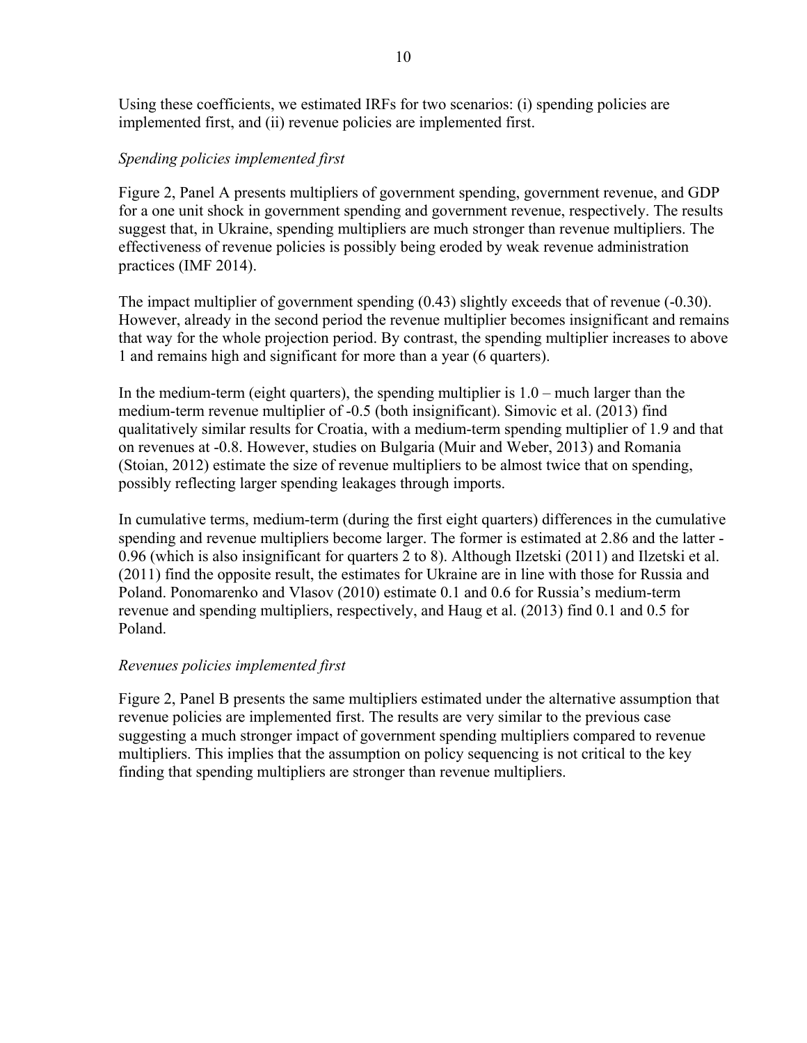Using these coefficients, we estimated IRFs for two scenarios: (i) spending policies are implemented first, and (ii) revenue policies are implemented first.

*Spending policies implemented first*

Figure 2, Panel A presents multipliers of government spending, government revenue, and GDP for a one unit shock in government spending and government revenue, respectively. The results suggest that, in Ukraine, spending multipliers are much stronger than revenue multipliers. The effectiveness of revenue policies is possibly being eroded by weak revenue administration practices (IMF 2014).

The impact multiplier of government spending (0.43) slightly exceeds that of revenue (-0.30). However, already in the second period the revenue multiplier becomes insignificant and remains that way for the whole projection period. By contrast, the spending multiplier increases to above 1 and remains high and significant for more than a year (6 quarters).

In the medium-term (eight quarters), the spending multiplier is 1.0 – much larger than the medium-term revenue multiplier of -0.5 (both insignificant). Simovic et al. (2013) find qualitatively similar results for Croatia, with a medium-term spending multiplier of 1.9 and that on revenues at -0.8. However, studies on Bulgaria (Muir and Weber, 2013) and Romania (Stoian, 2012) estimate the size of revenue multipliers to be almost twice that on spending, possibly reflecting larger spending leakages through imports.

In cumulative terms, medium-term (during the first eight quarters) differences in the cumulative spending and revenue multipliers become larger. The former is estimated at 2.86 and the latter -0.96 (which is also insignificant for quarters 2 to 8). Although Ilzetski (2011) and Ilzetski et al. (2011) find the opposite result, the estimates for Ukraine are in line with those for Russia and Poland. Ponomarenko and Vlasov (2010) estimate 0.1 and 0.6 for Russia's medium-term revenue and spending multipliers, respectively, and Haug et al. (2013) find 0.1 and 0.5 for Poland.

*Revenues policies implemented first*

Figure 2, Panel B presents the same multipliers estimated under the alternative assumption that revenue policies are implemented first. The results are very similar to the previous case suggesting a much stronger impact of government spending multipliers compared to revenue multipliers. This implies that the assumption on policy sequencing is not critical to the key finding that spending multipliers are stronger than revenue multipliers.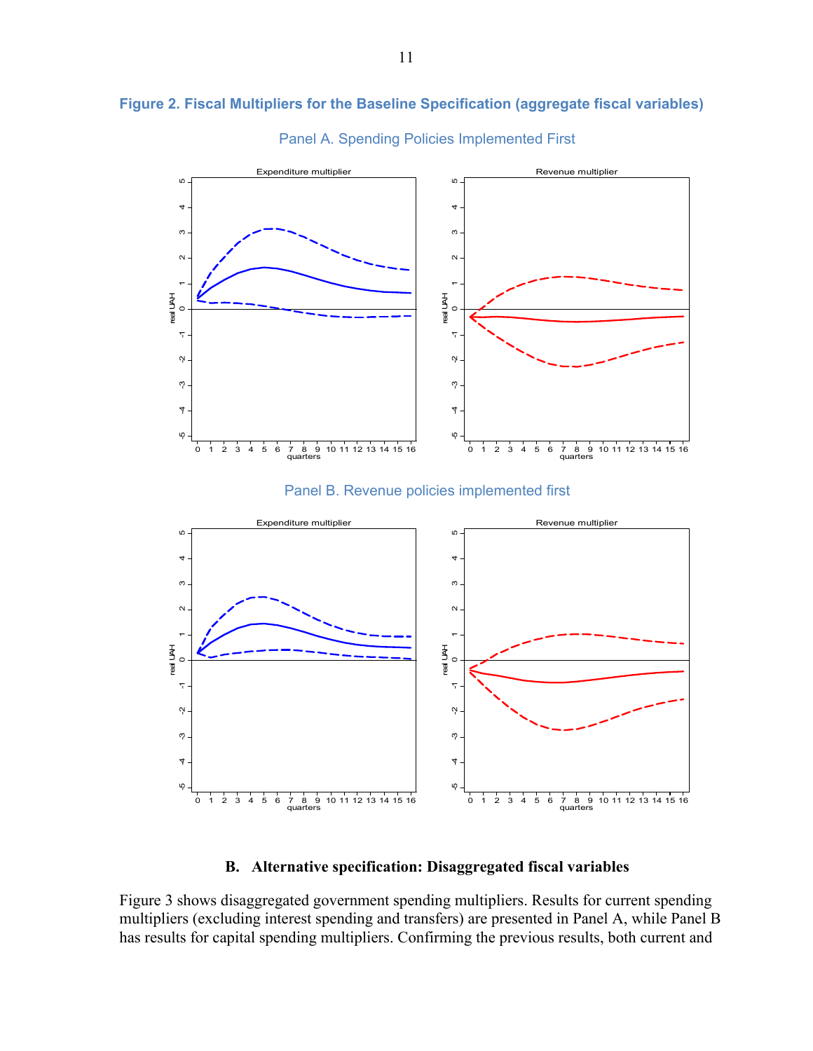**Figure 2. Fiscal Multipliers for the Baseline Specification (aggregate fiscal variables)**

Panel A. Spending Policies Implemented First

Panel B. Revenue policies implemented first

## B. Alternative specification: Disaggregated fiscal variables

Figure 3 shows disaggregated government spending multipliers. Results for current spending multipliers (excluding interest spending and transfers) are presented in Panel A, while Panel B has results for capital spending multipliers. Confirming the previous results, both current and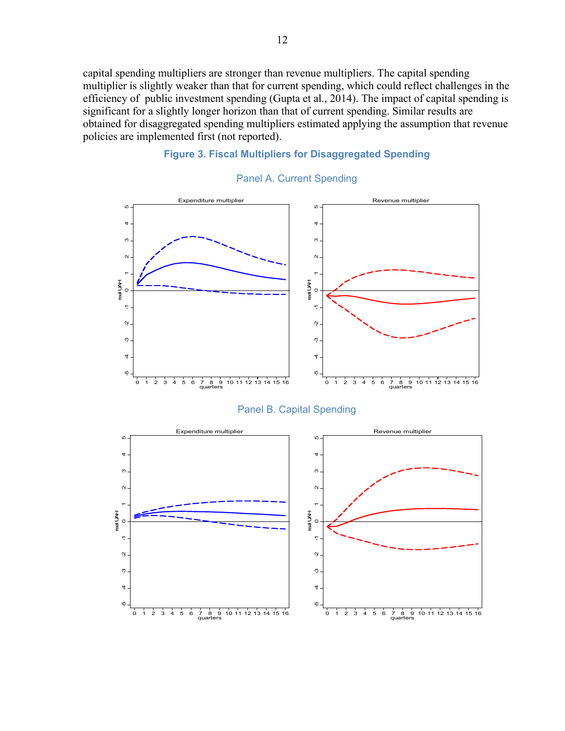capital spending multipliers are stronger than revenue multipliers. The capital spending multiplier is slightly weaker than that for current spending, which could reflect challenges in the efficiency of public investment spending (Gupta et al., 2014). The impact of capital spending is significant for a slightly longer horizon than that of current spending. Similar results are obtained for disaggregated spending multipliers estimated applying the assumption that revenue policies are implemented first (not reported).

**Figure 3. Fiscal Multipliers for Disaggregated Spending**

Panel A. Current Spending

Panel B. Capital Spending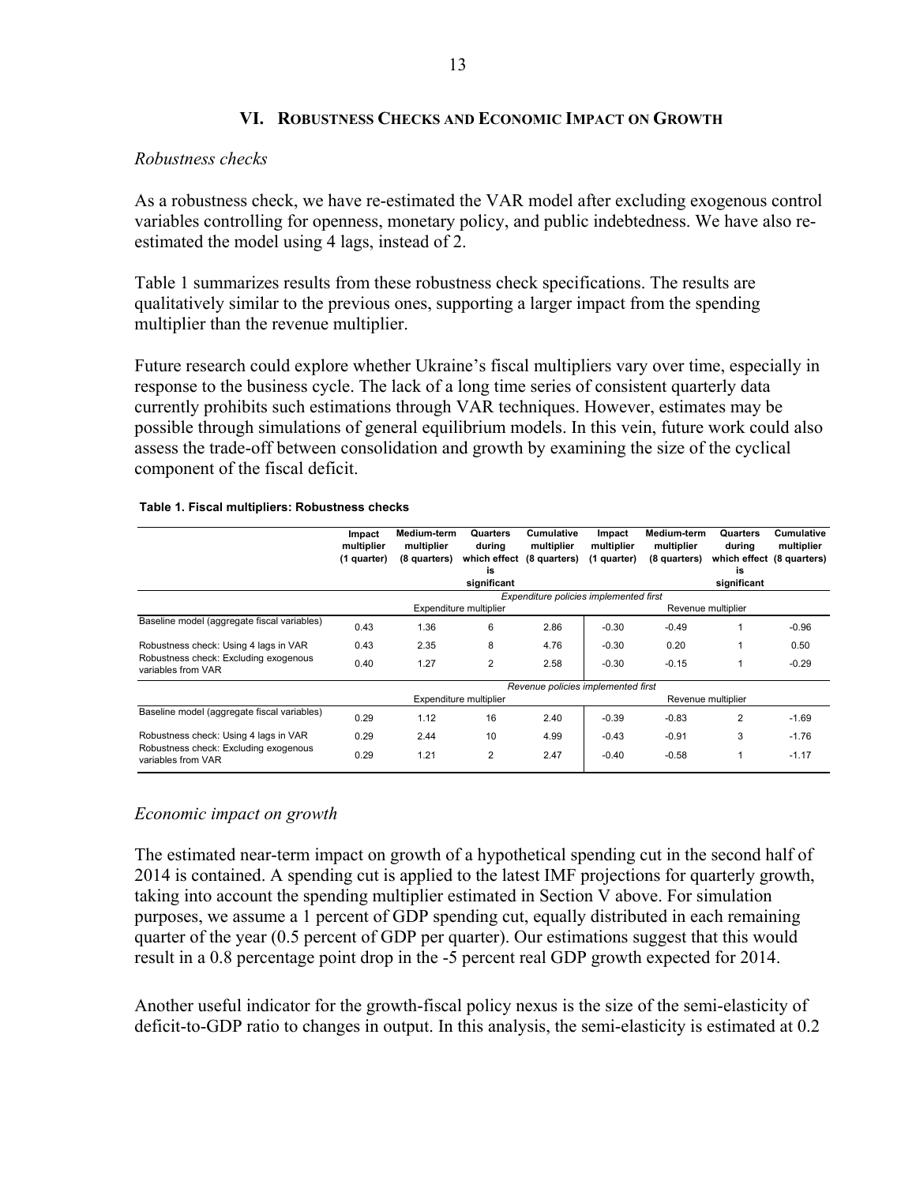## VI. Robustness Checks and Economic Impact on Growth

*Robustness checks*

As a robustness check, we have re-estimated the VAR model after excluding exogenous control variables controlling for openness, monetary policy, and public indebtedness. We have also re-estimated the model using 4 lags, instead of 2.

Table 1 summarizes results from these robustness check specifications. The results are qualitatively similar to the previous ones, supporting a larger impact from the spending multiplier than the revenue multiplier.

Future research could explore whether Ukraine's fiscal multipliers vary over time, especially in response to the business cycle. The lack of a long time series of consistent quarterly data currently prohibits such estimations through VAR techniques. However, estimates may be possible through simulations of general equilibrium models. In this vein, future work could also assess the trade-off between consolidation and growth by examining the size of the cyclical component of the fiscal deficit.

**Table 1. Fiscal multipliers: Robustness checks**

| | Impact multiplier (1 quarter) | Medium-term multiplier (8 quarters) | Quarters during which effect is significant | Cumulative multiplier (8 quarters) | Impact multiplier (1 quarter) | Medium-term multiplier (8 quarters) | Quarters during which effect is significant | Cumulative multiplier (8 quarters) |
|---|---|---|---|---|---|---|---|---|
| | *Expenditure policies implemented first* | | | | | | | |
| | Expenditure multiplier | | | | Revenue multiplier | | | |
| Baseline model (aggregate fiscal variables) | 0.43 | 1.36 | 6 | 2.86 | -0.30 | -0.49 | 1 | -0.96 |
| Robustness check: Using 4 lags in VAR | 0.43 | 2.35 | 8 | 4.76 | -0.30 | 0.20 | 1 | 0.50 |
| Robustness check: Excluding exogenous variables from VAR | 0.40 | 1.27 | 2 | 2.58 | -0.30 | -0.15 | 1 | -0.29 |
| | *Revenue policies implemented first* | | | | | | | |
| | Expenditure multiplier | | | | Revenue multiplier | | | |
| Baseline model (aggregate fiscal variables) | 0.29 | 1.12 | 16 | 2.40 | -0.39 | -0.83 | 2 | -1.69 |
| Robustness check: Using 4 lags in VAR | 0.29 | 2.44 | 10 | 4.99 | -0.43 | -0.91 | 3 | -1.76 |
| Robustness check: Excluding exogenous variables from VAR | 0.29 | 1.21 | 2 | 2.47 | -0.40 | -0.58 | 1 | -1.17 |

*Economic impact on growth*

The estimated near-term impact on growth of a hypothetical spending cut in the second half of 2014 is contained. A spending cut is applied to the latest IMF projections for quarterly growth, taking into account the spending multiplier estimated in Section V above. For simulation purposes, we assume a 1 percent of GDP spending cut, equally distributed in each remaining quarter of the year (0.5 percent of GDP per quarter). Our estimations suggest that this would result in a 0.8 percentage point drop in the -5 percent real GDP growth expected for 2014.

Another useful indicator for the growth-fiscal policy nexus is the size of the semi-elasticity of deficit-to-GDP ratio to changes in output. In this analysis, the semi-elasticity is estimated at 0.2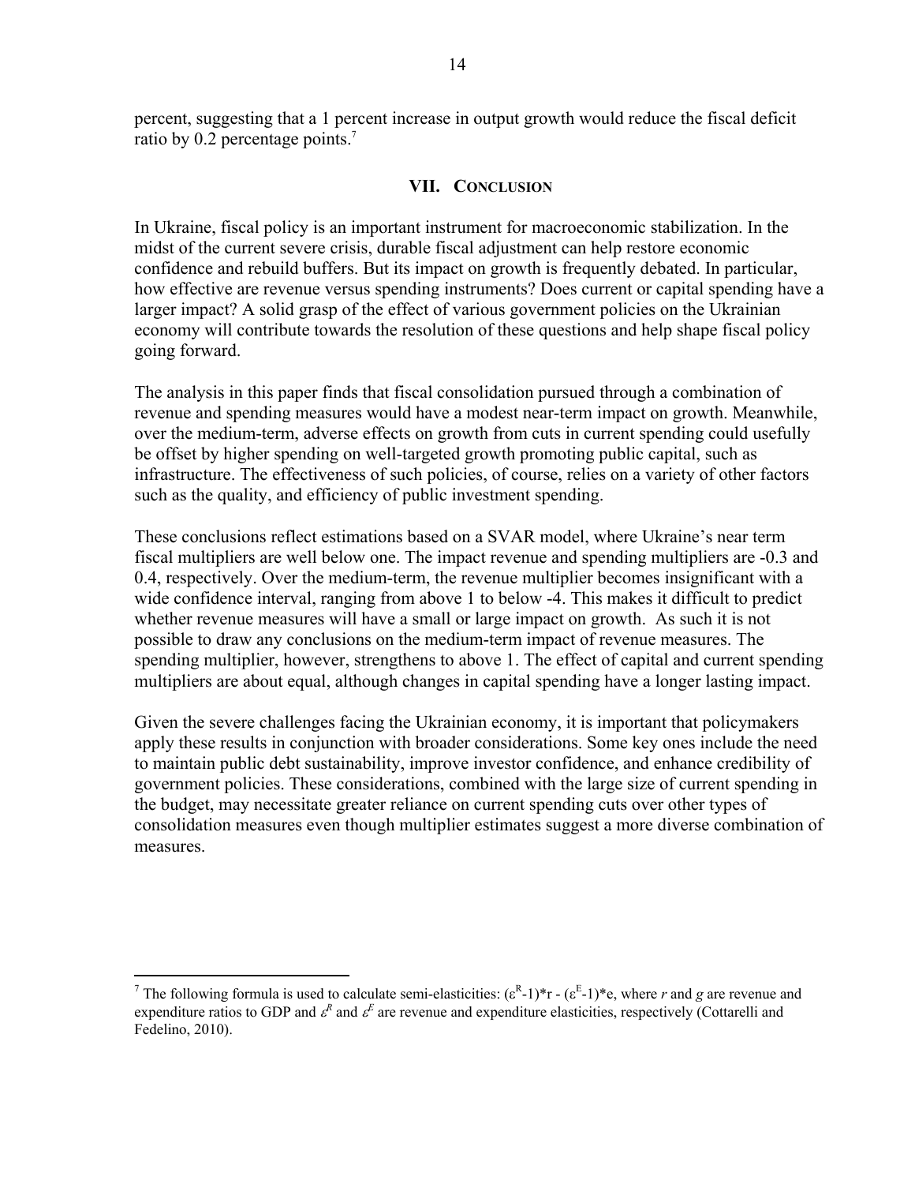percent, suggesting that a 1 percent increase in output growth would reduce the fiscal deficit ratio by 0.2 percentage points.[7]

## VII. Conclusion

In Ukraine, fiscal policy is an important instrument for macroeconomic stabilization. In the midst of the current severe crisis, durable fiscal adjustment can help restore economic confidence and rebuild buffers. But its impact on growth is frequently debated. In particular, how effective are revenue versus spending instruments? Does current or capital spending have a larger impact? A solid grasp of the effect of various government policies on the Ukrainian economy will contribute towards the resolution of these questions and help shape fiscal policy going forward.

The analysis in this paper finds that fiscal consolidation pursued through a combination of revenue and spending measures would have a modest near-term impact on growth. Meanwhile, over the medium-term, adverse effects on growth from cuts in current spending could usefully be offset by higher spending on well-targeted growth promoting public capital, such as infrastructure. The effectiveness of such policies, of course, relies on a variety of other factors such as the quality, and efficiency of public investment spending.

These conclusions reflect estimations based on a SVAR model, where Ukraine's near term fiscal multipliers are well below one. The impact revenue and spending multipliers are -0.3 and 0.4, respectively. Over the medium-term, the revenue multiplier becomes insignificant with a wide confidence interval, ranging from above 1 to below -4. This makes it difficult to predict whether revenue measures will have a small or large impact on growth. As such it is not possible to draw any conclusions on the medium-term impact of revenue measures. The spending multiplier, however, strengthens to above 1. The effect of capital and current spending multipliers are about equal, although changes in capital spending have a longer lasting impact.

Given the severe challenges facing the Ukrainian economy, it is important that policymakers apply these results in conjunction with broader considerations. Some key ones include the need to maintain public debt sustainability, improve investor confidence, and enhance credibility of government policies. These considerations, combined with the large size of current spending in the budget, may necessitate greater reliance on current spending cuts over other types of consolidation measures even though multiplier estimates suggest a more diverse combination of measures.

---

[7] The following formula is used to calculate semi-elasticities: $(\varepsilon^{R}-1)*r - (\varepsilon^{E}-1)*e$, where *r* and *g* are revenue and expenditure ratios to GDP and $\varepsilon^{R}$ and $\varepsilon^{E}$ are revenue and expenditure elasticities, respectively (Cottarelli and Fedelino, 2010).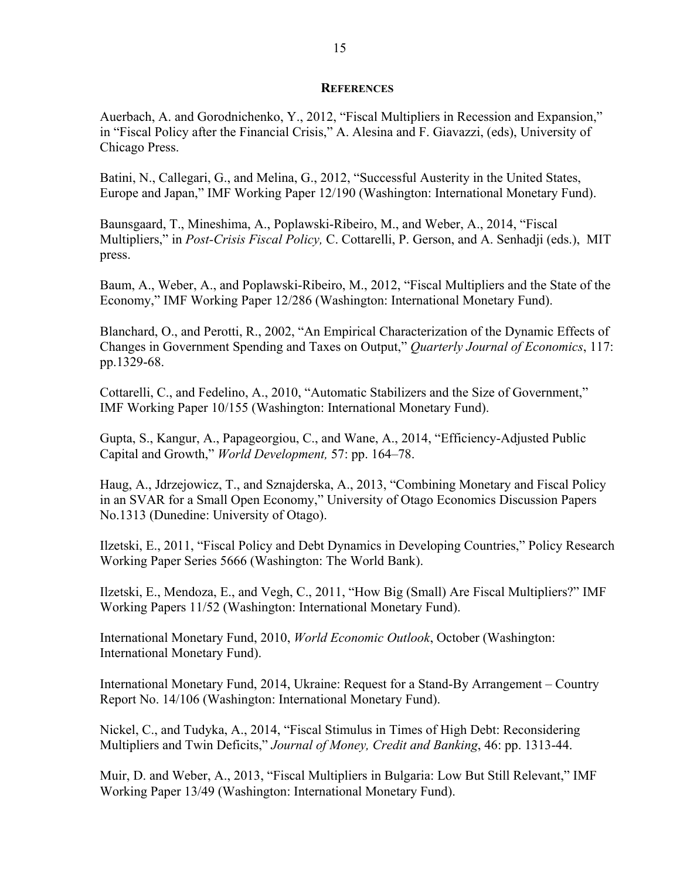## REFERENCES

Auerbach, A. and Gorodnichenko, Y., 2012, "Fiscal Multipliers in Recession and Expansion," in "Fiscal Policy after the Financial Crisis," A. Alesina and F. Giavazzi, (eds), University of Chicago Press.

Batini, N., Callegari, G., and Melina, G., 2012, "Successful Austerity in the United States, Europe and Japan," IMF Working Paper 12/190 (Washington: International Monetary Fund).

Baunsgaard, T., Mineshima, A., Poplawski-Ribeiro, M., and Weber, A., 2014, "Fiscal Multipliers," in *Post-Crisis Fiscal Policy,* C. Cottarelli, P. Gerson, and A. Senhadji (eds.), MIT press.

Baum, A., Weber, A., and Poplawski-Ribeiro, M., 2012, "Fiscal Multipliers and the State of the Economy," IMF Working Paper 12/286 (Washington: International Monetary Fund).

Blanchard, O., and Perotti, R., 2002, "An Empirical Characterization of the Dynamic Effects of Changes in Government Spending and Taxes on Output," *Quarterly Journal of Economics*, 117: pp.1329-68.

Cottarelli, C., and Fedelino, A., 2010, "Automatic Stabilizers and the Size of Government," IMF Working Paper 10/155 (Washington: International Monetary Fund).

Gupta, S., Kangur, A., Papageorgiou, C., and Wane, A., 2014, "Efficiency-Adjusted Public Capital and Growth," *World Development,* 57: pp. 164–78.

Haug, A., Jdrzejowicz, T., and Sznajderska, A., 2013, "Combining Monetary and Fiscal Policy in an SVAR for a Small Open Economy," University of Otago Economics Discussion Papers No.1313 (Dunedine: University of Otago).

Ilzetski, E., 2011, "Fiscal Policy and Debt Dynamics in Developing Countries," Policy Research Working Paper Series 5666 (Washington: The World Bank).

Ilzetski, E., Mendoza, E., and Vegh, C., 2011, "How Big (Small) Are Fiscal Multipliers?" IMF Working Papers 11/52 (Washington: International Monetary Fund).

International Monetary Fund, 2010, *World Economic Outlook*, October (Washington: International Monetary Fund).

International Monetary Fund, 2014, Ukraine: Request for a Stand-By Arrangement – Country Report No. 14/106 (Washington: International Monetary Fund).

Nickel, C., and Tudyka, A., 2014, "Fiscal Stimulus in Times of High Debt: Reconsidering Multipliers and Twin Deficits," *Journal of Money, Credit and Banking*, 46: pp. 1313-44.

Muir, D. and Weber, A., 2013, "Fiscal Multipliers in Bulgaria: Low But Still Relevant," IMF Working Paper 13/49 (Washington: International Monetary Fund).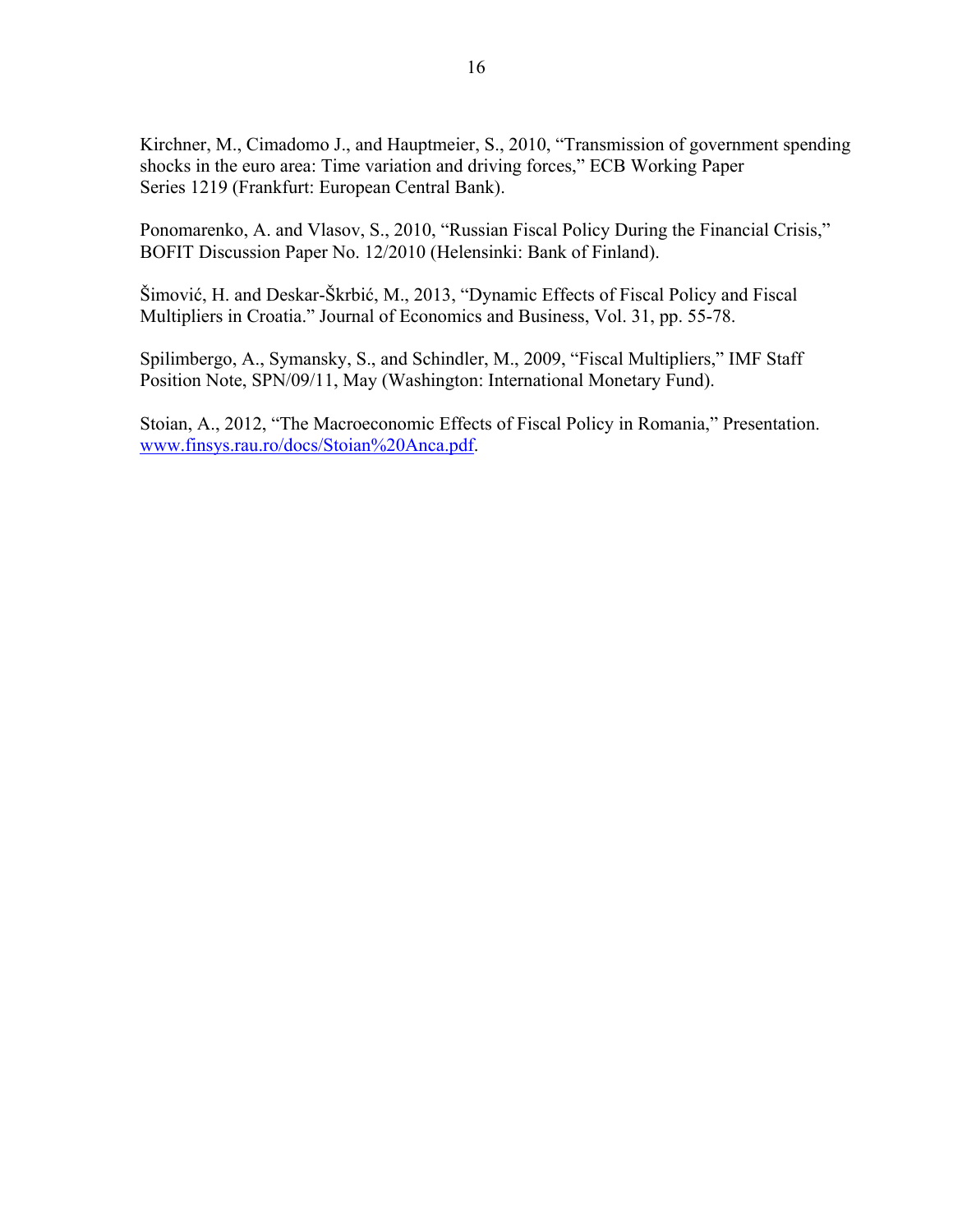Kirchner, M., Cimadomo J., and Hauptmeier, S., 2010, "Transmission of government spending shocks in the euro area: Time variation and driving forces," ECB Working Paper Series 1219 (Frankfurt: European Central Bank).

Ponomarenko, A. and Vlasov, S., 2010, "Russian Fiscal Policy During the Financial Crisis," BOFIT Discussion Paper No. 12/2010 (Helensinki: Bank of Finland).

Šimović, H. and Deskar-Škrbić, M., 2013, "Dynamic Effects of Fiscal Policy and Fiscal Multipliers in Croatia." Journal of Economics and Business, Vol. 31, pp. 55-78.

Spilimbergo, A., Symansky, S., and Schindler, M., 2009, "Fiscal Multipliers," IMF Staff Position Note, SPN/09/11, May (Washington: International Monetary Fund).

Stoian, A., 2012, "The Macroeconomic Effects of Fiscal Policy in Romania," Presentation. [www.finsys.rau.ro/docs/Stoian%20Anca.pdf](www.finsys.rau.ro/docs/Stoian%20Anca.pdf).